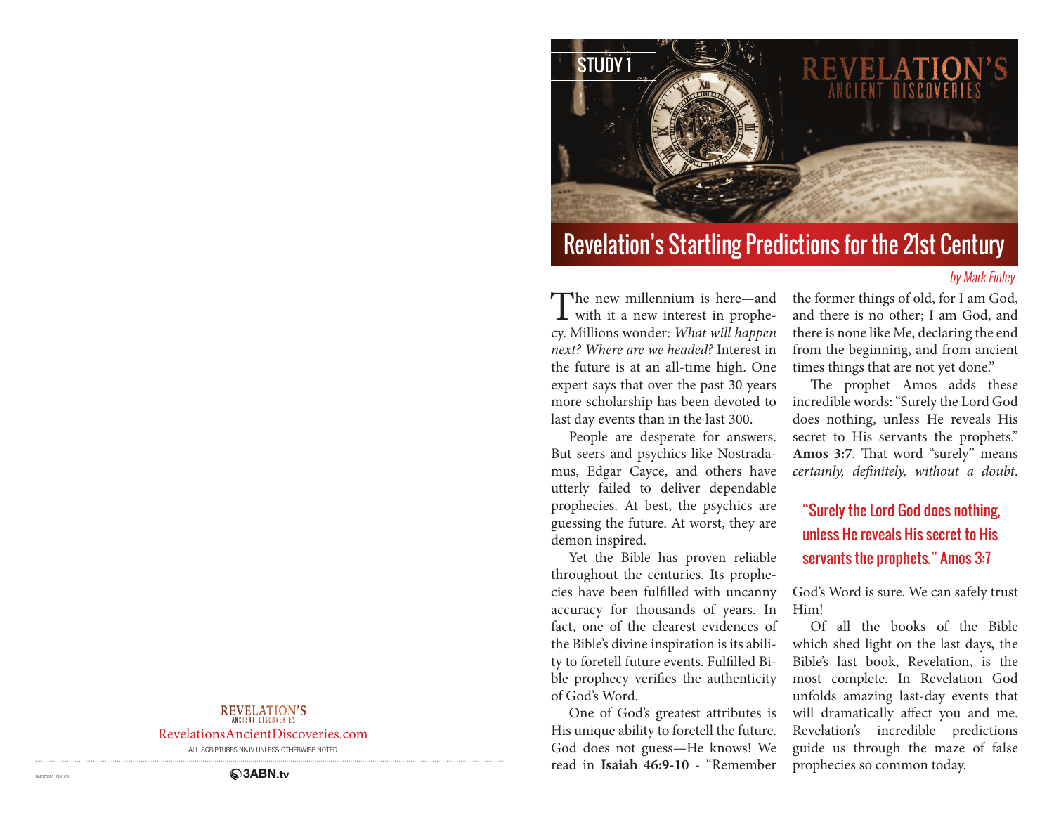STUDY 1

# Revelation's Startling Predictions for the 21st Century

*by Mark Finley*

The new millennium is here—and with it a new interest in prophecy. Millions wonder: *What will happen next? Where are we headed?* Interest in the future is at an all-time high. One expert says that over the past 30 years more scholarship has been devoted to last day events than in the last 300.

People are desperate for answers. But seers and psychics like Nostradamus, Edgar Cayce, and others have utterly failed to deliver dependable prophecies. At best, the psychics are guessing the future. At worst, they are demon inspired.

Yet the Bible has proven reliable throughout the centuries. Its prophecies have been fulfilled with uncanny accuracy for thousands of years. In fact, one of the clearest evidences of the Bible's divine inspiration is its ability to foretell future events. Fulfilled Bible prophecy verifies the authenticity of God's Word.

One of God's greatest attributes is His unique ability to foretell the future. God does not guess—He knows! We read in **Isaiah 46:9-10** - "Remember the former things of old, for I am God, and there is no other; I am God, and there is none like Me, declaring the end from the beginning, and from ancient times things that are not yet done."

The prophet Amos adds these incredible words: "Surely the Lord God does nothing, unless He reveals His secret to His servants the prophets." **Amos 3:7**. That word "surely" means *certainly, definitely, without a doubt*.

> "Surely the Lord God does nothing, unless He reveals His secret to His servants the prophets." Amos 3:7

God's Word is sure. We can safely trust Him!

Of all the books of the Bible which shed light on the last days, the Bible's last book, Revelation, is the most complete. In Revelation God unfolds amazing last-day events that will dramatically affect you and me. Revelation's incredible predictions guide us through the maze of false prophecies so common today.

REVELATION'S ANCIENT DISCOVERIES
RevelationsAncientDiscoveries.com
ALL SCRIPTURES NKJV UNLESS OTHERWISE NOTED

3ABN.tv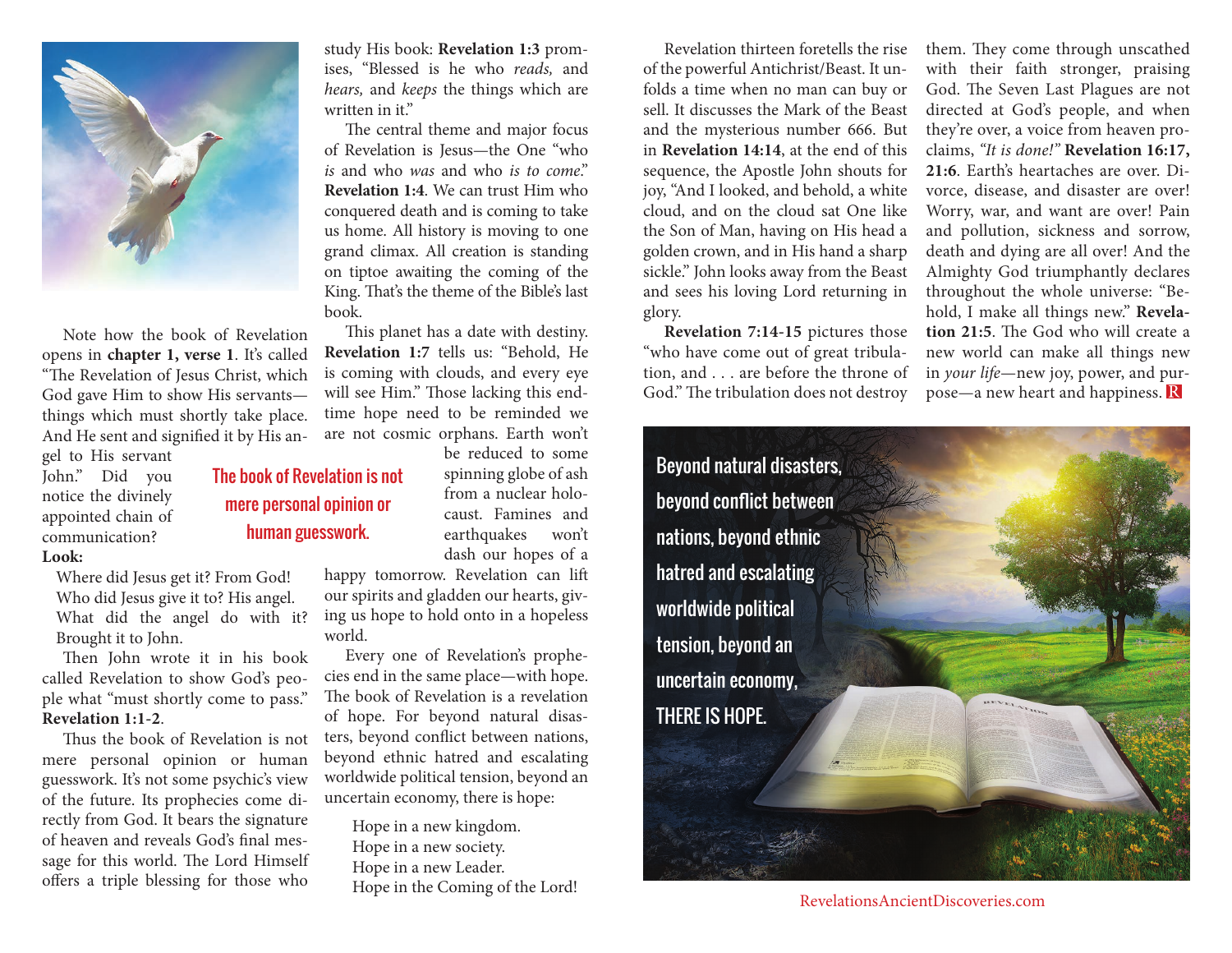Note how the book of Revelation opens in **chapter 1, verse 1**. It's called "The Revelation of Jesus Christ, which God gave Him to show His servants—things which must shortly take place. And He sent and signified it by His angel to His servant John." Did you notice the divinely appointed chain of communication?

**Look:**

Where did Jesus get it? From God!
Who did Jesus give it to? His angel.
What did the angel do with it? Brought it to John.

Then John wrote it in his book called Revelation to show God's people what "must shortly come to pass." **Revelation 1:1-2**.

Thus the book of Revelation is not mere personal opinion or human guesswork. It's not some psychic's view of the future. Its prophecies come directly from God. It bears the signature of heaven and reveals God's final message for this world. The Lord Himself offers a triple blessing for those who study His book: **Revelation 1:3** promises, "Blessed is he who *reads,* and *hears,* and *keeps* the things which are written in it."

The central theme and major focus of Revelation is Jesus—the One "who *is* and who *was* and who *is to come*." **Revelation 1:4**. We can trust Him who conquered death and is coming to take us home. All history is moving to one grand climax. All creation is standing on tiptoe awaiting the coming of the King. That's the theme of the Bible's last book.

This planet has a date with destiny. **Revelation 1:7** tells us: "Behold, He is coming with clouds, and every eye will see Him." Those lacking this end-time hope need to be reminded we are not cosmic orphans. Earth won't be reduced to some spinning globe of ash from a nuclear holocaust. Famines and earthquakes won't dash our hopes of a happy tomorrow. Revelation can lift our spirits and gladden our hearts, giving us hope to hold onto in a hopeless world.

The book of Revelation is not mere personal opinion or human guesswork.

Every one of Revelation's prophecies end in the same place—with hope. The book of Revelation is a revelation of hope. For beyond natural disasters, beyond conflict between nations, beyond ethnic hatred and escalating worldwide political tension, beyond an uncertain economy, there is hope:

Hope in a new kingdom.
Hope in a new society.
Hope in a new Leader.
Hope in the Coming of the Lord!

Revelation thirteen foretells the rise of the powerful Antichrist/Beast. It unfolds a time when no man can buy or sell. It discusses the Mark of the Beast and the mysterious number 666. But in **Revelation 14:14**, at the end of this sequence, the Apostle John shouts for joy, "And I looked, and behold, a white cloud, and on the cloud sat One like the Son of Man, having on His head a golden crown, and in His hand a sharp sickle." John looks away from the Beast and sees his loving Lord returning in glory.

**Revelation 7:14-15** pictures those "who have come out of great tribulation, and . . . are before the throne of God." The tribulation does not destroy them. They come through unscathed with their faith stronger, praising God. The Seven Last Plagues are not directed at God's people, and when they're over, a voice from heaven proclaims, *"It is done!"* **Revelation 16:17, 21:6**. Earth's heartaches are over. Divorce, disease, and disaster are over! Worry, war, and want are over! Pain and pollution, sickness and sorrow, death and dying are all over! And the Almighty God triumphantly declares throughout the whole universe: "Behold, I make all things new." **Revelation 21:5**. The God who will create a new world can make all things new in *your life*—new joy, power, and purpose—a new heart and happiness.

Beyond natural disasters, beyond conflict between nations, beyond ethnic hatred and escalating worldwide political tension, beyond an uncertain economy, THERE IS HOPE.

RevelationsAncientDiscoveries.com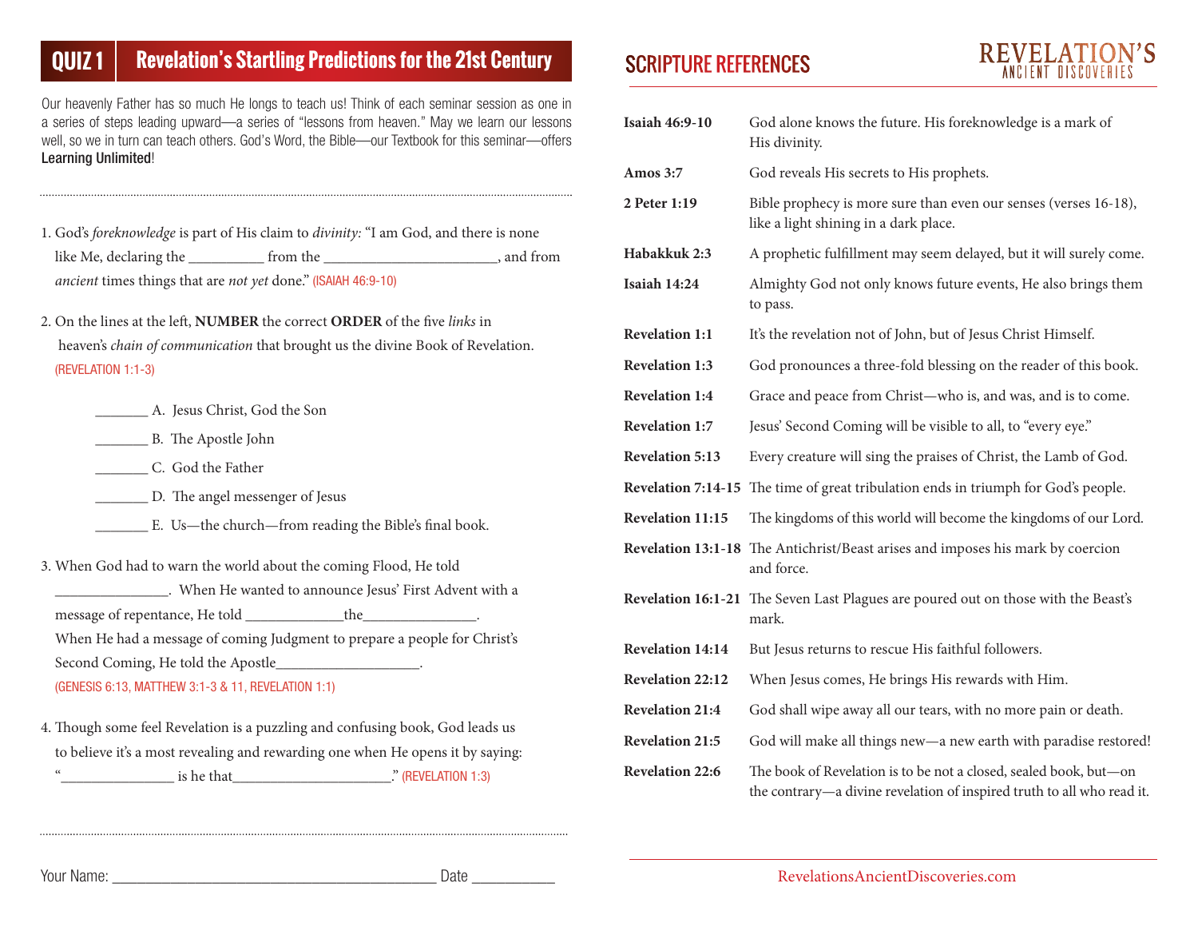# QUIZ 1 Revelation's Startling Predictions for the 21st Century

Our heavenly Father has so much He longs to teach us! Think of each seminar session as one in a series of steps leading upward—a series of "lessons from heaven." May we learn our lessons well, so we in turn can teach others. God's Word, the Bible—our Textbook for this seminar—offers **Learning Unlimited**!

1. God's *foreknowledge* is part of His claim to *divinity*: "I am God, and there is none like Me, declaring the __________ from the _______________________, and from *ancient* times things that are *not yet* done." (ISAIAH 46:9-10)

2. On the lines at the left, **NUMBER** the correct **ORDER** of the five *links* in heaven's *chain of communication* that brought us the divine Book of Revelation. (REVELATION 1:1-3)

   _______ A. Jesus Christ, God the Son

   _______ B. The Apostle John

   _______ C. God the Father

   _______ D. The angel messenger of Jesus

   _______ E. Us—the church—from reading the Bible's final book.

3. When God had to warn the world about the coming Flood, He told _______________. When He wanted to announce Jesus' First Advent with a message of repentance, He told _____________the_______________. When He had a message of coming Judgment to prepare a people for Christ's Second Coming, He told the Apostle___________________. (GENESIS 6:13, MATTHEW 3:1-3 & 11, REVELATION 1:1)

4. Though some feel Revelation is a puzzling and confusing book, God leads us to believe it's a most revealing and rewarding one when He opens it by saying: "_______________ is he that_____________________." (REVELATION 1:3)

Your Name: __________________________________________ Date ___________

## SCRIPTURE REFERENCES

REVELATION'S ANCIENT DISCOVERIES

| | |
|---|---|
| **Isaiah 46:9-10** | God alone knows the future. His foreknowledge is a mark of His divinity. |
| **Amos 3:7** | God reveals His secrets to His prophets. |
| **2 Peter 1:19** | Bible prophecy is more sure than even our senses (verses 16-18), like a light shining in a dark place. |
| **Habakkuk 2:3** | A prophetic fulfillment may seem delayed, but it will surely come. |
| **Isaiah 14:24** | Almighty God not only knows future events, He also brings them to pass. |
| **Revelation 1:1** | It's the revelation not of John, but of Jesus Christ Himself. |
| **Revelation 1:3** | God pronounces a three-fold blessing on the reader of this book. |
| **Revelation 1:4** | Grace and peace from Christ—who is, and was, and is to come. |
| **Revelation 1:7** | Jesus' Second Coming will be visible to all, to "every eye." |
| **Revelation 5:13** | Every creature will sing the praises of Christ, the Lamb of God. |
| **Revelation 7:14-15** | The time of great tribulation ends in triumph for God's people. |
| **Revelation 11:15** | The kingdoms of this world will become the kingdoms of our Lord. |
| **Revelation 13:1-18** | The Antichrist/Beast arises and imposes his mark by coercion and force. |
| **Revelation 16:1-21** | The Seven Last Plagues are poured out on those with the Beast's mark. |
| **Revelation 14:14** | But Jesus returns to rescue His faithful followers. |
| **Revelation 22:12** | When Jesus comes, He brings His rewards with Him. |
| **Revelation 21:4** | God shall wipe away all our tears, with no more pain or death. |
| **Revelation 21:5** | God will make all things new—a new earth with paradise restored! |
| **Revelation 22:6** | The book of Revelation is to be not a closed, sealed book, but—on the contrary—a divine revelation of inspired truth to all who read it. |

RevelationsAncientDiscoveries.com